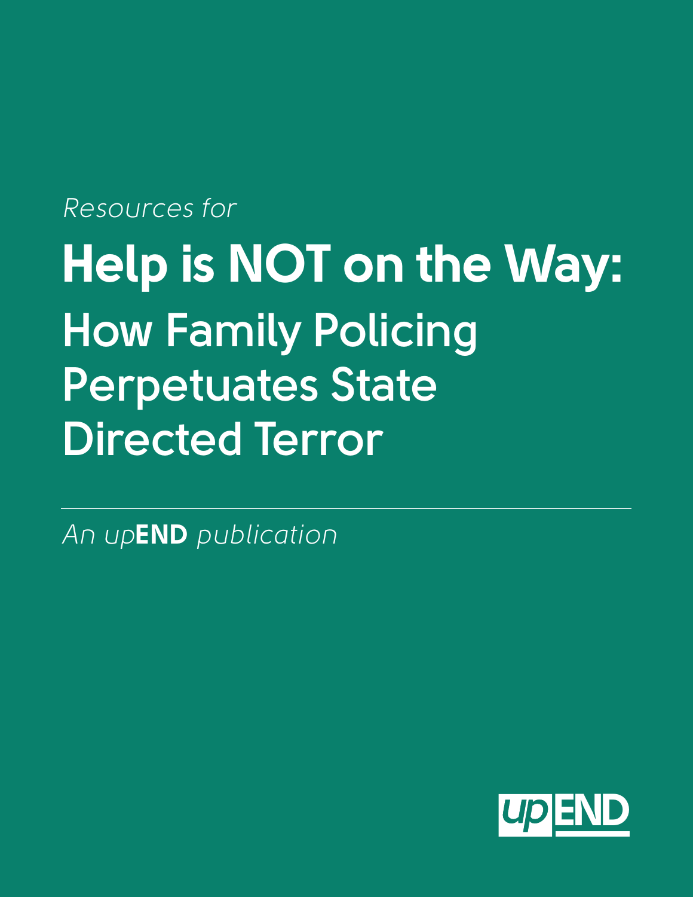*Resources for*

# Help is NOT on the Way: How Family Policing Perpetuates State Directed Terror

---

*An up***END** *publication*

upEND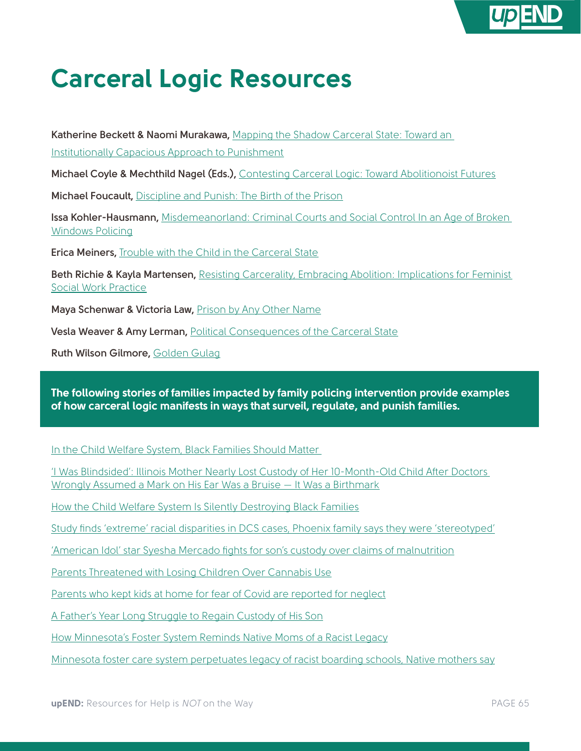# Carceral Logic Resources

**Katherine Beckett & Naomi Murakawa,** Mapping the Shadow Carceral State: Toward an Institutionally Capacious Approach to Punishment

**Michael Coyle & Mechthild Nagel (Eds.),** Contesting Carceral Logic: Toward Abolitionoist Futures

**Michael Foucault,** Discipline and Punish: The Birth of the Prison

**Issa Kohler-Hausmann,** Misdemeanorland: Criminal Courts and Social Control In an Age of Broken Windows Policing

**Erica Meiners,** Trouble with the Child in the Carceral State

**Beth Richie & Kayla Martensen,** Resisting Carcerality, Embracing Abolition: Implications for Feminist Social Work Practice

**Maya Schenwar & Victoria Law,** Prison by Any Other Name

**Vesla Weaver & Amy Lerman,** Political Consequences of the Carceral State

**Ruth Wilson Gilmore,** Golden Gulag

**The following stories of families impacted by family policing intervention provide examples of how carceral logic manifests in ways that surveil, regulate, and punish families.**

In the Child Welfare System, Black Families Should Matter

'I Was Blindsided': Illinois Mother Nearly Lost Custody of Her 10-Month-Old Child After Doctors Wrongly Assumed a Mark on His Ear Was a Bruise — It Was a Birthmark

How the Child Welfare System Is Silently Destroying Black Families

Study finds 'extreme' racial disparities in DCS cases, Phoenix family says they were 'stereotyped'

'American Idol' star Syesha Mercado fights for son's custody over claims of malnutrition

Parents Threatened with Losing Children Over Cannabis Use

Parents who kept kids at home for fear of Covid are reported for neglect

A Father's Year Long Struggle to Regain Custody of His Son

How Minnesota's Foster System Reminds Native Moms of a Racist Legacy

Minnesota foster care system perpetuates legacy of racist boarding schools, Native mothers say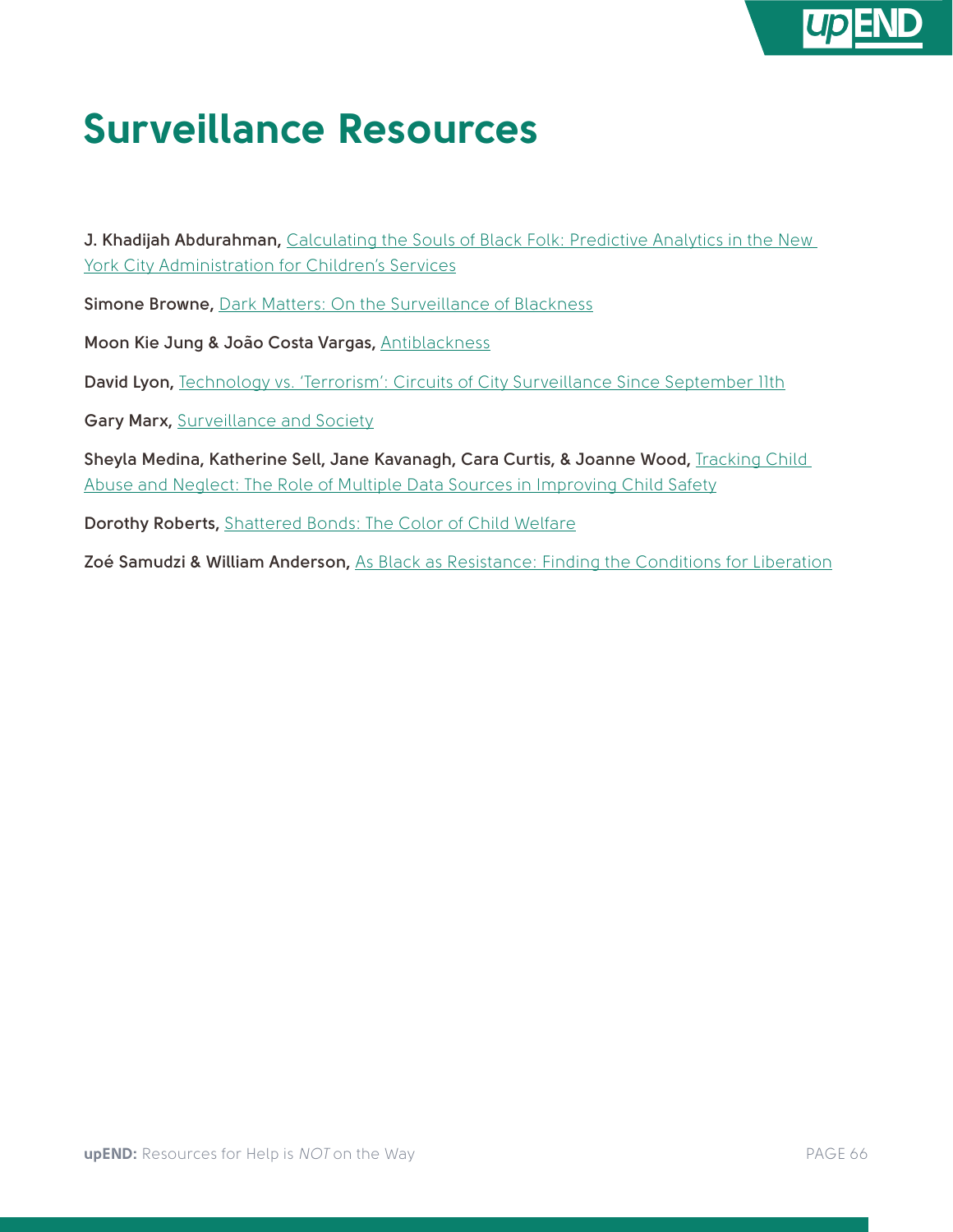# Surveillance Resources

**J. Khadijah Abdurahman,** Calculating the Souls of Black Folk: Predictive Analytics in the New York City Administration for Children's Services

**Simone Browne,** Dark Matters: On the Surveillance of Blackness

**Moon Kie Jung & João Costa Vargas,** Antiblackness

**David Lyon,** Technology vs. 'Terrorism': Circuits of City Surveillance Since September 11th

**Gary Marx,** Surveillance and Society

**Sheyla Medina, Katherine Sell, Jane Kavanagh, Cara Curtis, & Joanne Wood,** Tracking Child Abuse and Neglect: The Role of Multiple Data Sources in Improving Child Safety

**Dorothy Roberts,** Shattered Bonds: The Color of Child Welfare

**Zoé Samudzi & William Anderson,** As Black as Resistance: Finding the Conditions for Liberation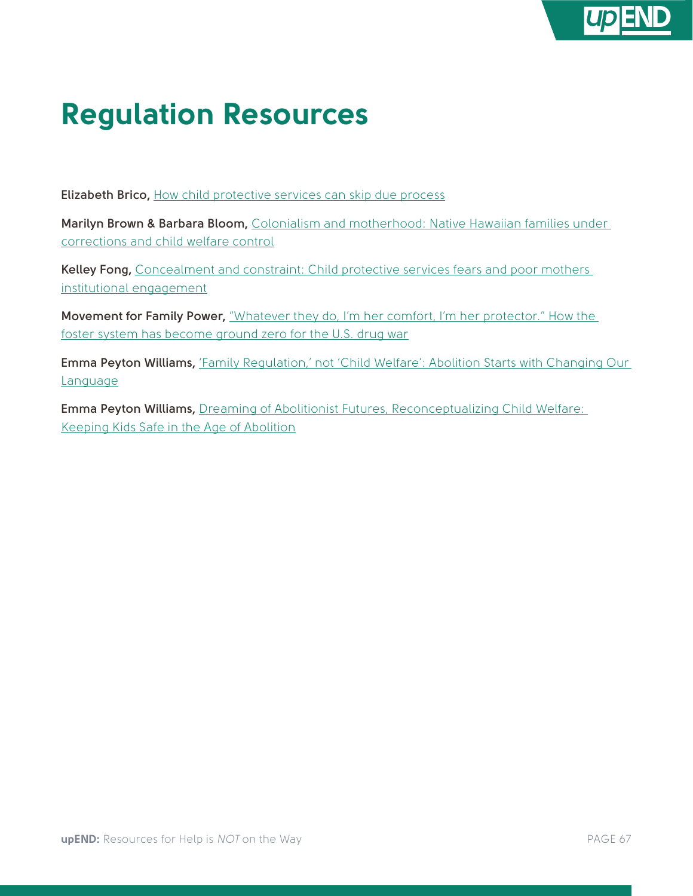# Regulation Resources

**Elizabeth Brico,** How child protective services can skip due process

**Marilyn Brown & Barbara Bloom,** Colonialism and motherhood: Native Hawaiian families under corrections and child welfare control

**Kelley Fong,** Concealment and constraint: Child protective services fears and poor mothers institutional engagement

**Movement for Family Power,** "Whatever they do, I'm her comfort, I'm her protector." How the foster system has become ground zero for the U.S. drug war

**Emma Peyton Williams,** 'Family Regulation,' not 'Child Welfare': Abolition Starts with Changing Our Language

**Emma Peyton Williams,** Dreaming of Abolitionist Futures, Reconceptualizing Child Welfare: Keeping Kids Safe in the Age of Abolition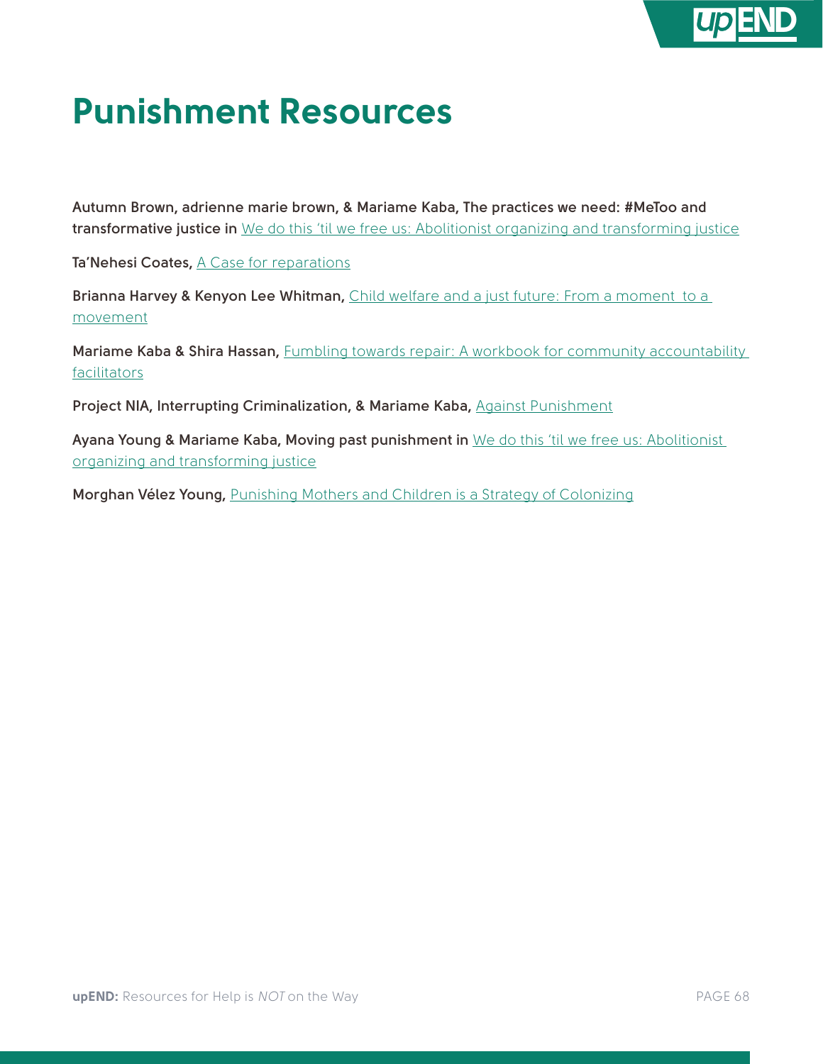# Punishment Resources

**Autumn Brown, adrienne marie brown, & Mariame Kaba, The practices we need: #MeToo and transformative justice in** We do this 'til we free us: Abolitionist organizing and transforming justice

**Ta'Nehesi Coates,** A Case for reparations

**Brianna Harvey & Kenyon Lee Whitman,** Child welfare and a just future: From a moment to a movement

**Mariame Kaba & Shira Hassan,** Fumbling towards repair: A workbook for community accountability facilitators

**Project NIA, Interrupting Criminalization, & Mariame Kaba,** Against Punishment

**Ayana Young & Mariame Kaba, Moving past punishment in** We do this 'til we free us: Abolitionist organizing and transforming justice

**Morghan Vélez Young,** Punishing Mothers and Children is a Strategy of Colonizing